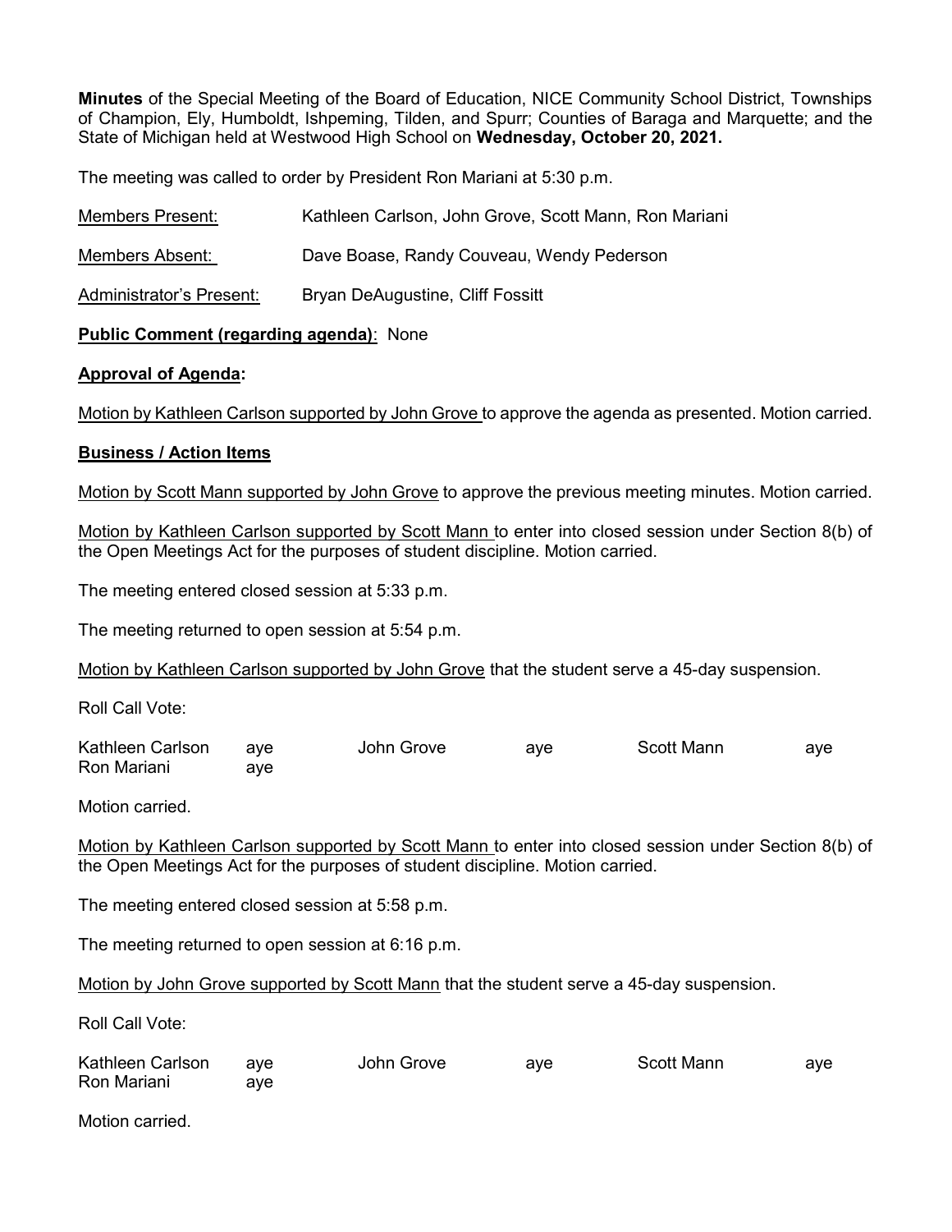**Minutes** of the Special Meeting of the Board of Education, NICE Community School District, Townships of Champion, Ely, Humboldt, Ishpeming, Tilden, and Spurr; Counties of Baraga and Marquette; and the State of Michigan held at Westwood High School on **Wednesday, October 20, 2021.**

The meeting was called to order by President Ron Mariani at 5:30 p.m.

| | |
|---|---|
| Members Present: | Kathleen Carlson, John Grove, Scott Mann, Ron Mariani |
| Members Absent: | Dave Boase, Randy Couveau, Wendy Pederson |
| Administrator's Present: | Bryan DeAugustine, Cliff Fossitt |

**Public Comment (regarding agenda)**: None

**Approval of Agenda:**

Motion by Kathleen Carlson supported by John Grove to approve the agenda as presented. Motion carried.

**Business / Action Items**

Motion by Scott Mann supported by John Grove to approve the previous meeting minutes. Motion carried.

Motion by Kathleen Carlson supported by Scott Mann to enter into closed session under Section 8(b) of the Open Meetings Act for the purposes of student discipline. Motion carried.

The meeting entered closed session at 5:33 p.m.

The meeting returned to open session at 5:54 p.m.

Motion by Kathleen Carlson supported by John Grove that the student serve a 45-day suspension.

Roll Call Vote:

| | | | | | |
|---|---|---|---|---|---|
| Kathleen Carlson | aye | John Grove | aye | Scott Mann | aye |
| Ron Mariani | aye | | | | |

Motion carried.

Motion by Kathleen Carlson supported by Scott Mann to enter into closed session under Section 8(b) of the Open Meetings Act for the purposes of student discipline. Motion carried.

The meeting entered closed session at 5:58 p.m.

The meeting returned to open session at 6:16 p.m.

Motion by John Grove supported by Scott Mann that the student serve a 45-day suspension.

Roll Call Vote:

| | | | | | |
|---|---|---|---|---|---|
| Kathleen Carlson | aye | John Grove | aye | Scott Mann | aye |
| Ron Mariani | aye | | | | |

Motion carried.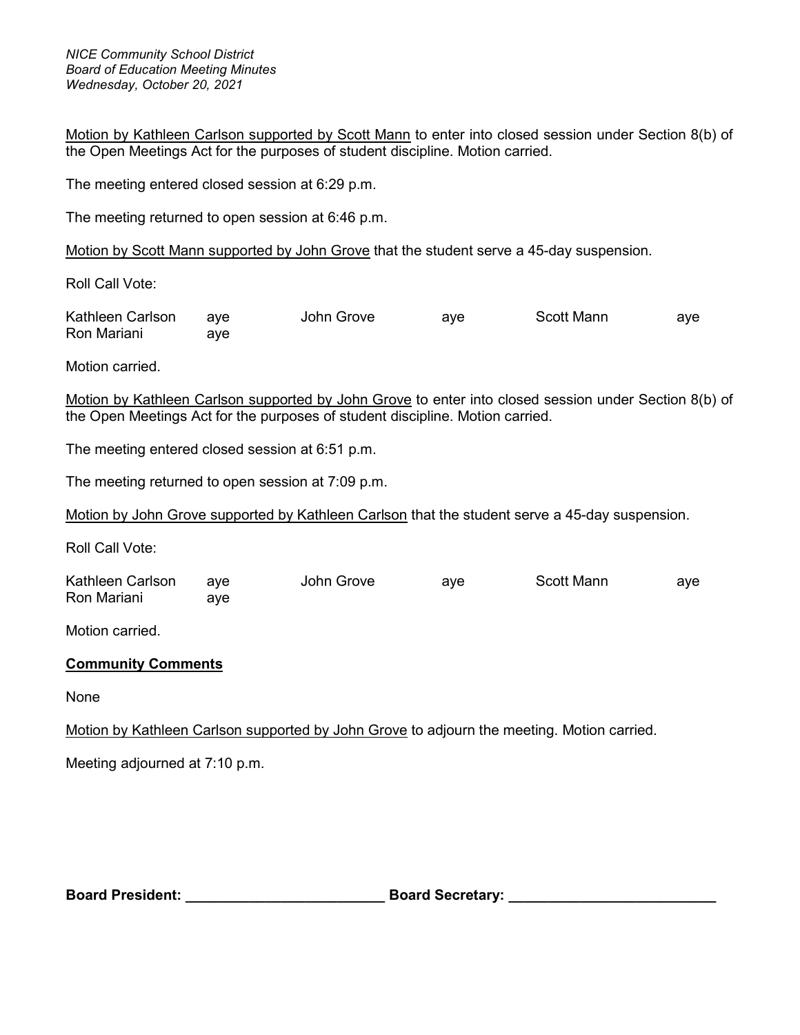Motion by Kathleen Carlson supported by Scott Mann to enter into closed session under Section 8(b) of the Open Meetings Act for the purposes of student discipline. Motion carried.

The meeting entered closed session at 6:29 p.m.

The meeting returned to open session at 6:46 p.m.

Motion by Scott Mann supported by John Grove that the student serve a 45-day suspension.

Roll Call Vote:

| | | | | | |
|---|---|---|---|---|---|
| Kathleen Carlson | aye | John Grove | aye | Scott Mann | aye |
| Ron Mariani | aye | | | | |

Motion carried.

Motion by Kathleen Carlson supported by John Grove to enter into closed session under Section 8(b) of the Open Meetings Act for the purposes of student discipline. Motion carried.

The meeting entered closed session at 6:51 p.m.

The meeting returned to open session at 7:09 p.m.

Motion by John Grove supported by Kathleen Carlson that the student serve a 45-day suspension.

Roll Call Vote:

| | | | | | |
|---|---|---|---|---|---|
| Kathleen Carlson | aye | John Grove | aye | Scott Mann | aye |
| Ron Mariani | aye | | | | |

Motion carried.

**Community Comments**

None

Motion by Kathleen Carlson supported by John Grove to adjourn the meeting. Motion carried.

Meeting adjourned at 7:10 p.m.

**Board President: \_\_\_\_\_\_\_\_\_\_\_\_\_\_\_\_\_\_\_\_\_\_\_\_\_\_ Board Secretary: \_\_\_\_\_\_\_\_\_\_\_\_\_\_\_\_\_\_\_\_\_\_\_\_\_\_**